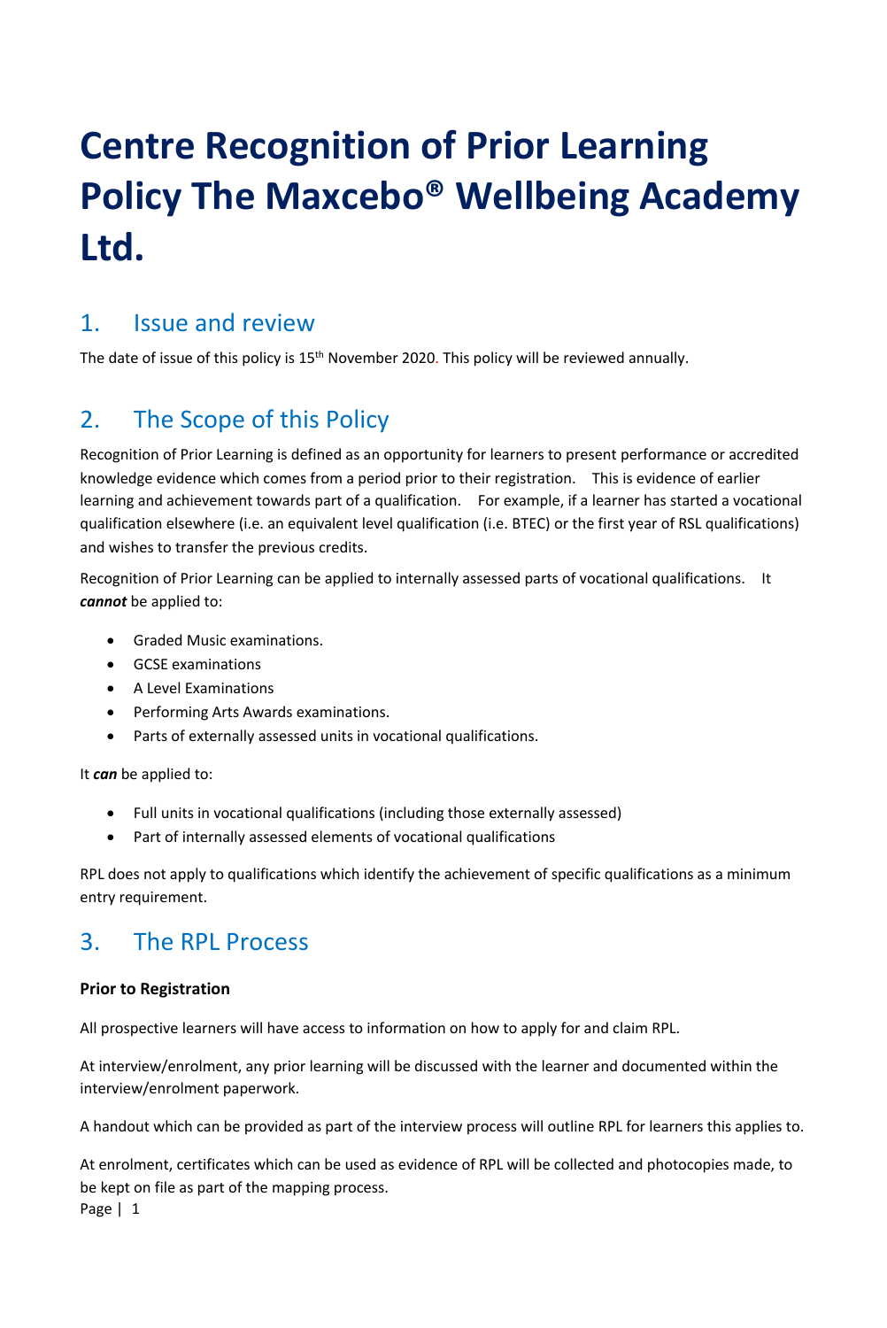# Centre Recognition of Prior Learning Policy The Maxcebo® Wellbeing Academy Ltd.

## 1. Issue and review

The date of issue of this policy is 15th November 2020. This policy will be reviewed annually.

## 2. The Scope of this Policy

Recognition of Prior Learning is defined as an opportunity for learners to present performance or accredited knowledge evidence which comes from a period prior to their registration. This is evidence of earlier learning and achievement towards part of a qualification. For example, if a learner has started a vocational qualification elsewhere (i.e. an equivalent level qualification (i.e. BTEC) or the first year of RSL qualifications) and wishes to transfer the previous credits.

Recognition of Prior Learning can be applied to internally assessed parts of vocational qualifications. It ***cannot*** be applied to:

- Graded Music examinations.
- GCSE examinations
- A Level Examinations
- Performing Arts Awards examinations.
- Parts of externally assessed units in vocational qualifications.

It ***can*** be applied to:

- Full units in vocational qualifications (including those externally assessed)
- Part of internally assessed elements of vocational qualifications

RPL does not apply to qualifications which identify the achievement of specific qualifications as a minimum entry requirement.

## 3. The RPL Process

**Prior to Registration**

All prospective learners will have access to information on how to apply for and claim RPL.

At interview/enrolment, any prior learning will be discussed with the learner and documented within the interview/enrolment paperwork.

A handout which can be provided as part of the interview process will outline RPL for learners this applies to.

At enrolment, certificates which can be used as evidence of RPL will be collected and photocopies made, to be kept on file as part of the mapping process.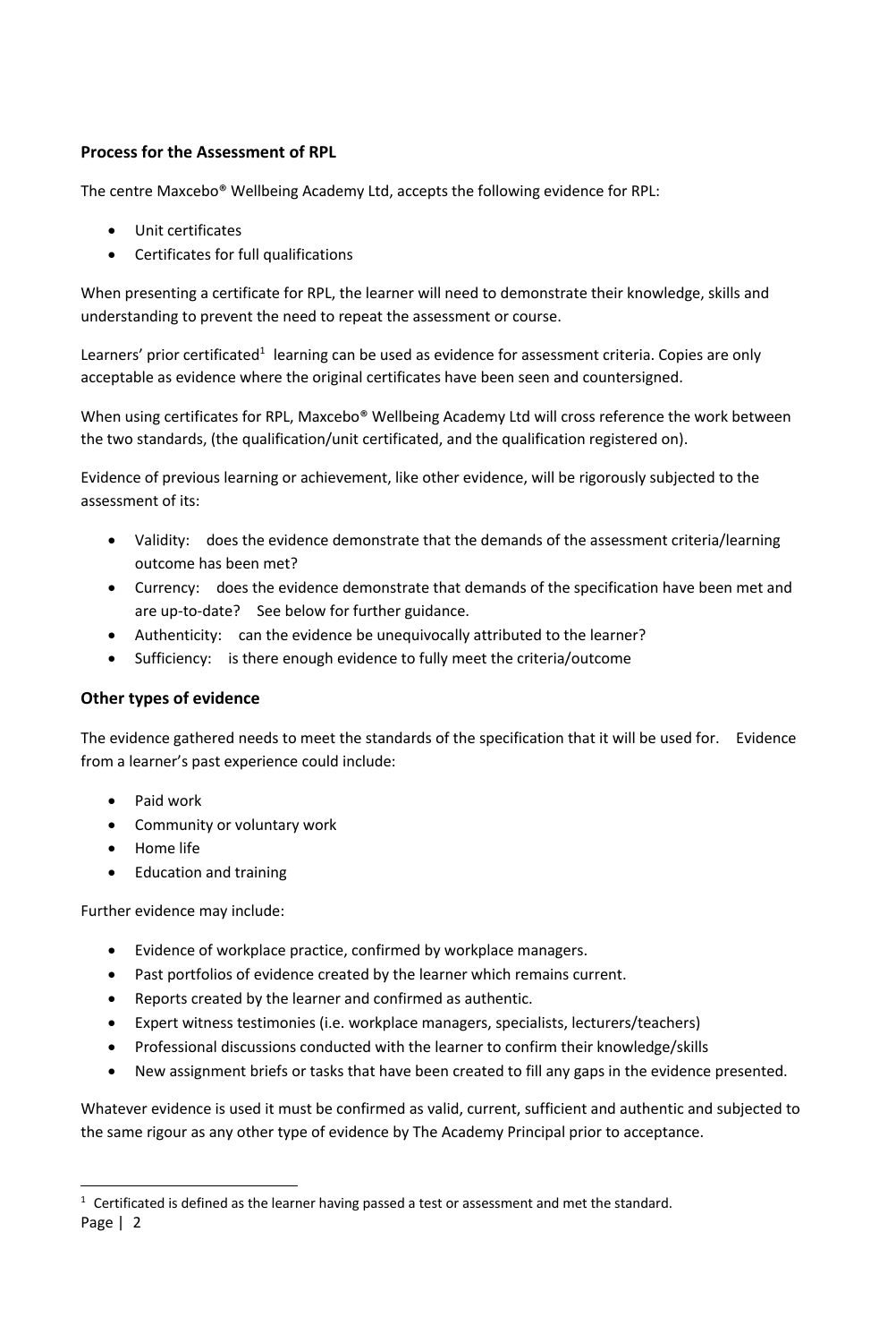**Process for the Assessment of RPL**

The centre Maxcebo® Wellbeing Academy Ltd, accepts the following evidence for RPL:

- Unit certificates
- Certificates for full qualifications

When presenting a certificate for RPL, the learner will need to demonstrate their knowledge, skills and understanding to prevent the need to repeat the assessment or course.

Learners' prior certificated[1] learning can be used as evidence for assessment criteria. Copies are only acceptable as evidence where the original certificates have been seen and countersigned.

When using certificates for RPL, Maxcebo® Wellbeing Academy Ltd will cross reference the work between the two standards, (the qualification/unit certificated, and the qualification registered on).

Evidence of previous learning or achievement, like other evidence, will be rigorously subjected to the assessment of its:

- Validity: does the evidence demonstrate that the demands of the assessment criteria/learning outcome has been met?
- Currency: does the evidence demonstrate that demands of the specification have been met and are up-to-date? See below for further guidance.
- Authenticity: can the evidence be unequivocally attributed to the learner?
- Sufficiency: is there enough evidence to fully meet the criteria/outcome

**Other types of evidence**

The evidence gathered needs to meet the standards of the specification that it will be used for. Evidence from a learner's past experience could include:

- Paid work
- Community or voluntary work
- Home life
- Education and training

Further evidence may include:

- Evidence of workplace practice, confirmed by workplace managers.
- Past portfolios of evidence created by the learner which remains current.
- Reports created by the learner and confirmed as authentic.
- Expert witness testimonies (i.e. workplace managers, specialists, lecturers/teachers)
- Professional discussions conducted with the learner to confirm their knowledge/skills
- New assignment briefs or tasks that have been created to fill any gaps in the evidence presented.

Whatever evidence is used it must be confirmed as valid, current, sufficient and authentic and subjected to the same rigour as any other type of evidence by The Academy Principal prior to acceptance.

[1] Certificated is defined as the learner having passed a test or assessment and met the standard.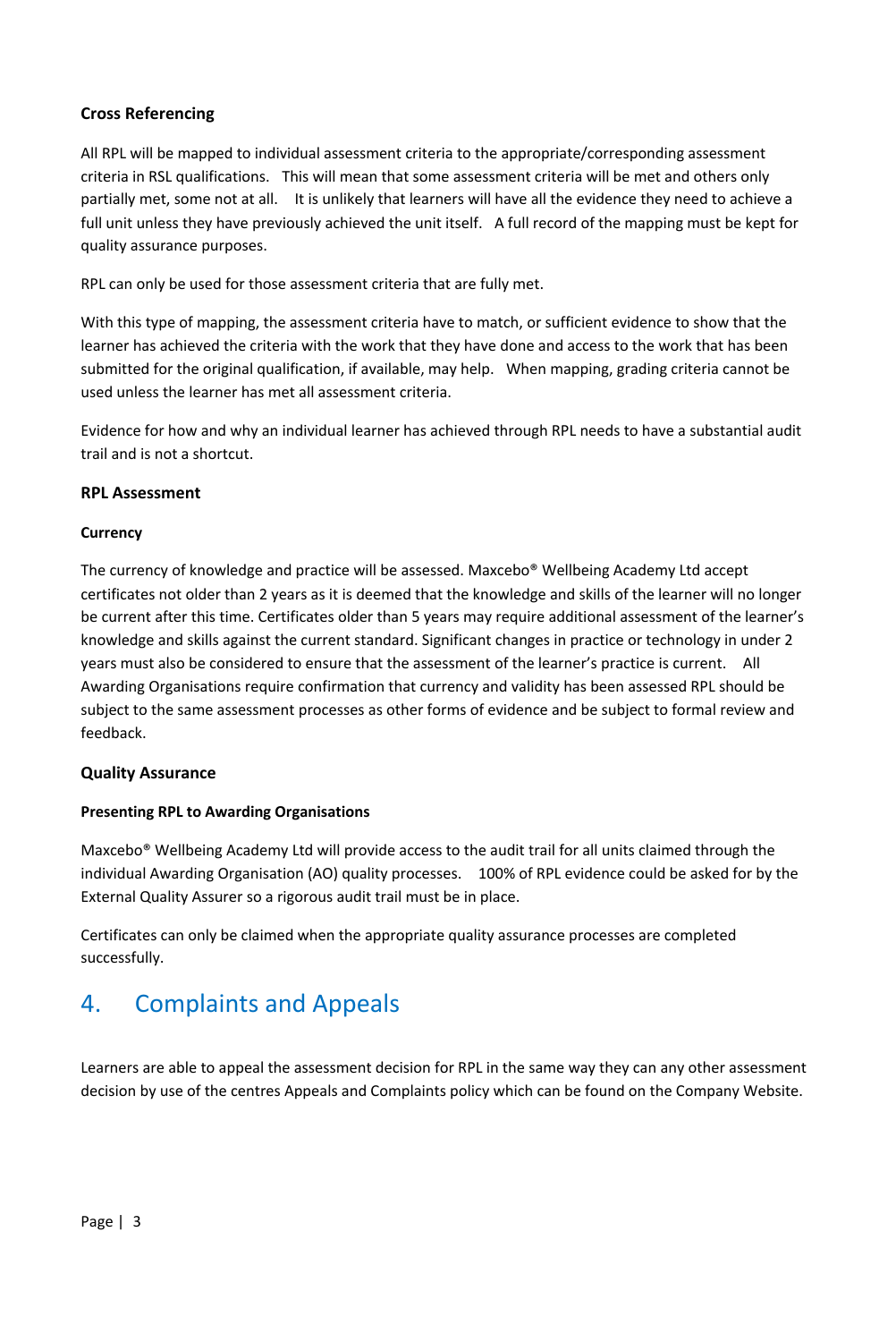### Cross Referencing

All RPL will be mapped to individual assessment criteria to the appropriate/corresponding assessment criteria in RSL qualifications. This will mean that some assessment criteria will be met and others only partially met, some not at all. It is unlikely that learners will have all the evidence they need to achieve a full unit unless they have previously achieved the unit itself. A full record of the mapping must be kept for quality assurance purposes.

RPL can only be used for those assessment criteria that are fully met.

With this type of mapping, the assessment criteria have to match, or sufficient evidence to show that the learner has achieved the criteria with the work that they have done and access to the work that has been submitted for the original qualification, if available, may help. When mapping, grading criteria cannot be used unless the learner has met all assessment criteria.

Evidence for how and why an individual learner has achieved through RPL needs to have a substantial audit trail and is not a shortcut.

### RPL Assessment

#### Currency

The currency of knowledge and practice will be assessed. Maxcebo® Wellbeing Academy Ltd accept certificates not older than 2 years as it is deemed that the knowledge and skills of the learner will no longer be current after this time. Certificates older than 5 years may require additional assessment of the learner's knowledge and skills against the current standard. Significant changes in practice or technology in under 2 years must also be considered to ensure that the assessment of the learner's practice is current. All Awarding Organisations require confirmation that currency and validity has been assessed RPL should be subject to the same assessment processes as other forms of evidence and be subject to formal review and feedback.

### Quality Assurance

#### Presenting RPL to Awarding Organisations

Maxcebo® Wellbeing Academy Ltd will provide access to the audit trail for all units claimed through the individual Awarding Organisation (AO) quality processes. 100% of RPL evidence could be asked for by the External Quality Assurer so a rigorous audit trail must be in place.

Certificates can only be claimed when the appropriate quality assurance processes are completed successfully.

## 4. Complaints and Appeals

Learners are able to appeal the assessment decision for RPL in the same way they can any other assessment decision by use of the centres Appeals and Complaints policy which can be found on the Company Website.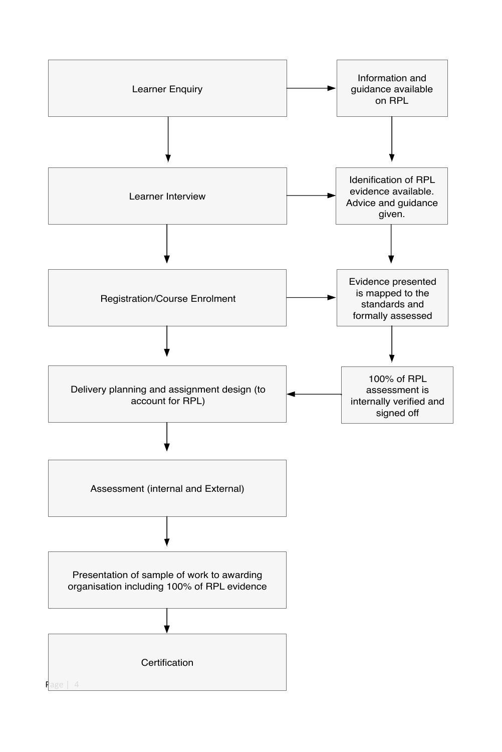Learner Enquiry

Information and guidance available on RPL

Learner Interview

Idenification of RPL evidence available. Advice and guidance given.

Registration/Course Enrolment

Evidence presented is mapped to the standards and formally assessed

100% of RPL assessment is internally verified and signed off

Delivery planning and assignment design (to account for RPL)

Assessment (internal and External)

Presentation of sample of work to awarding organisation including 100% of RPL evidence

Certification